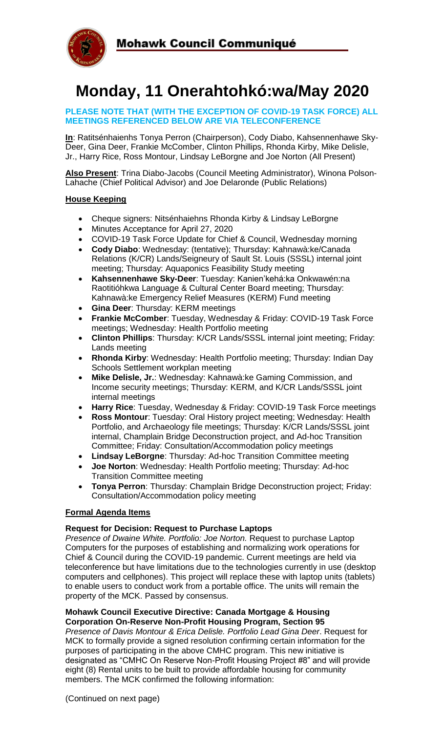Mohawk Council Communiqué

# Monday, 11 Onerahtohkó:wa/May 2020

**PLEASE NOTE THAT (WITH THE EXCEPTION OF COVID-19 TASK FORCE) ALL MEETINGS REFERENCED BELOW ARE VIA TELECONFERENCE**

**In**: Ratitsénhaienhs Tonya Perron (Chairperson), Cody Diabo, Kahsennenhawe Sky-Deer, Gina Deer, Frankie McComber, Clinton Phillips, Rhonda Kirby, Mike Delisle, Jr., Harry Rice, Ross Montour, Lindsay LeBorgne and Joe Norton (All Present)

**Also Present**: Trina Diabo-Jacobs (Council Meeting Administrator), Winona Polson-Lahache (Chief Political Advisor) and Joe Delaronde (Public Relations)

## House Keeping

- Cheque signers: Nitsénhaiehns Rhonda Kirby & Lindsay LeBorgne
- Minutes Acceptance for April 27, 2020
- COVID-19 Task Force Update for Chief & Council, Wednesday morning
- **Cody Diabo**: Wednesday: (tentative); Thursday: Kahnawà:ke/Canada Relations (K/CR) Lands/Seigneury of Sault St. Louis (SSSL) internal joint meeting; Thursday: Aquaponics Feasibility Study meeting
- **Kahsennenhawe Sky-Deer**: Tuesday: Kanien'kehá:ka Onkwawén:na Raotitióhkwa Language & Cultural Center Board meeting; Thursday: Kahnawà:ke Emergency Relief Measures (KERM) Fund meeting
- **Gina Deer**: Thursday: KERM meetings
- **Frankie McComber**: Tuesday, Wednesday & Friday: COVID-19 Task Force meetings; Wednesday: Health Portfolio meeting
- **Clinton Phillips**: Thursday: K/CR Lands/SSSL internal joint meeting; Friday: Lands meeting
- **Rhonda Kirby**: Wednesday: Health Portfolio meeting; Thursday: Indian Day Schools Settlement workplan meeting
- **Mike Delisle, Jr.**: Wednesday: Kahnawà:ke Gaming Commission, and Income security meetings; Thursday: KERM, and K/CR Lands/SSSL joint internal meetings
- **Harry Rice**: Tuesday, Wednesday & Friday: COVID-19 Task Force meetings
- **Ross Montour**: Tuesday: Oral History project meeting; Wednesday: Health Portfolio, and Archaeology file meetings; Thursday: K/CR Lands/SSSL joint internal, Champlain Bridge Deconstruction project, and Ad-hoc Transition Committee; Friday: Consultation/Accommodation policy meetings
- **Lindsay LeBorgne**: Thursday: Ad-hoc Transition Committee meeting
- **Joe Norton**: Wednesday: Health Portfolio meeting; Thursday: Ad-hoc Transition Committee meeting
- **Tonya Perron**: Thursday: Champlain Bridge Deconstruction project; Friday: Consultation/Accommodation policy meeting

## Formal Agenda Items

**Request for Decision: Request to Purchase Laptops**
*Presence of Dwaine White. Portfolio: Joe Norton.* Request to purchase Laptop Computers for the purposes of establishing and normalizing work operations for Chief & Council during the COVID-19 pandemic. Current meetings are held via teleconference but have limitations due to the technologies currently in use (desktop computers and cellphones). This project will replace these with laptop units (tablets) to enable users to conduct work from a portable office. The units will remain the property of the MCK. Passed by consensus.

**Mohawk Council Executive Directive: Canada Mortgage & Housing Corporation On-Reserve Non-Profit Housing Program, Section 95**
*Presence of Davis Montour & Erica Delisle. Portfolio Lead Gina Deer*. Request for MCK to formally provide a signed resolution confirming certain information for the purposes of participating in the above CMHC program. This new initiative is designated as "CMHC On Reserve Non-Profit Housing Project #8" and will provide eight (8) Rental units to be built to provide affordable housing for community members. The MCK confirmed the following information:

(Continued on next page)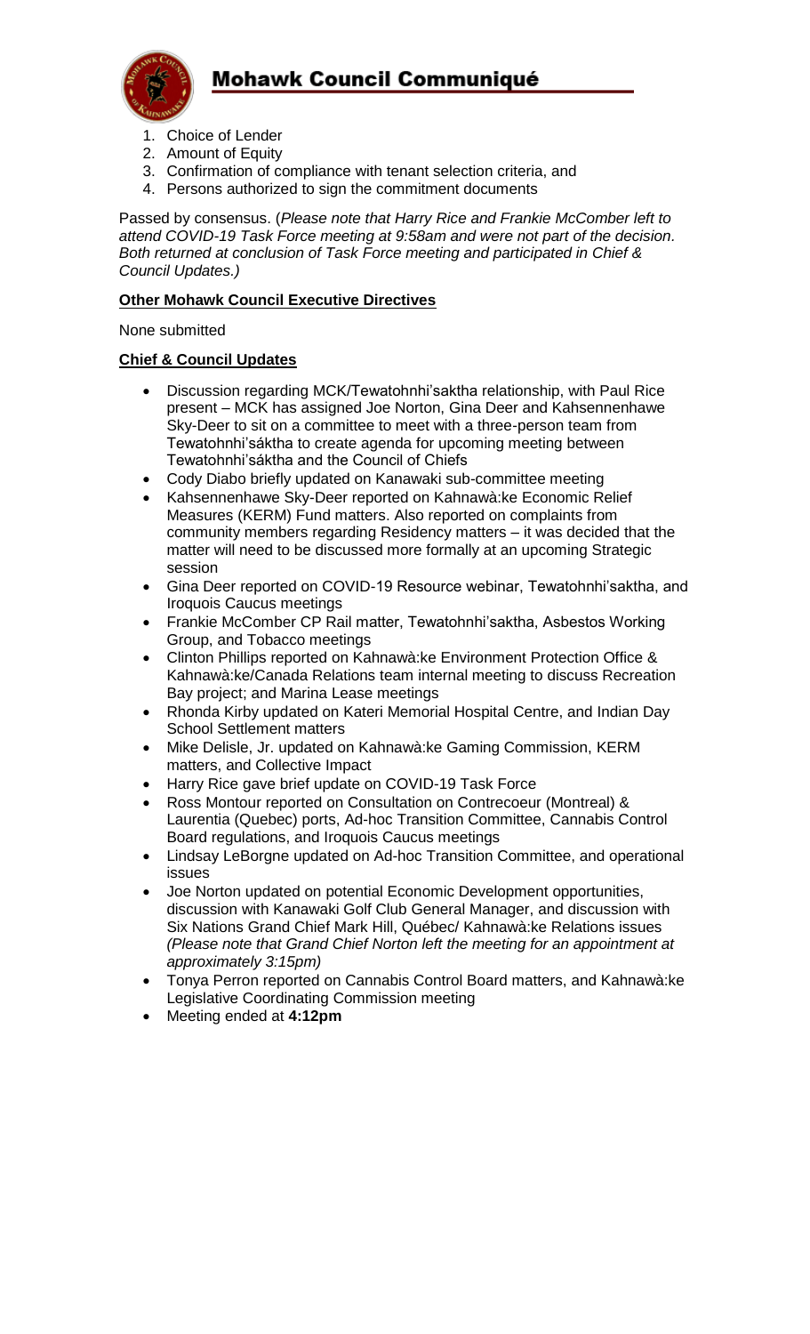1. Choice of Lender
2. Amount of Equity
3. Confirmation of compliance with tenant selection criteria, and
4. Persons authorized to sign the commitment documents

Passed by consensus. (*Please note that Harry Rice and Frankie McComber left to attend COVID-19 Task Force meeting at 9:58am and were not part of the decision. Both returned at conclusion of Task Force meeting and participated in Chief & Council Updates.)*

**Other Mohawk Council Executive Directives**

None submitted

**Chief & Council Updates**

- Discussion regarding MCK/Tewatohnhi'saktha relationship, with Paul Rice present – MCK has assigned Joe Norton, Gina Deer and Kahsennenhawe Sky-Deer to sit on a committee to meet with a three-person team from Tewatohnhi'sáktha to create agenda for upcoming meeting between Tewatohnhi'sáktha and the Council of Chiefs
- Cody Diabo briefly updated on Kanawaki sub-committee meeting
- Kahsennenhawe Sky-Deer reported on Kahnawà:ke Economic Relief Measures (KERM) Fund matters. Also reported on complaints from community members regarding Residency matters – it was decided that the matter will need to be discussed more formally at an upcoming Strategic session
- Gina Deer reported on COVID-19 Resource webinar, Tewatohnhi'saktha, and Iroquois Caucus meetings
- Frankie McComber CP Rail matter, Tewatohnhi'saktha, Asbestos Working Group, and Tobacco meetings
- Clinton Phillips reported on Kahnawà:ke Environment Protection Office & Kahnawà:ke/Canada Relations team internal meeting to discuss Recreation Bay project; and Marina Lease meetings
- Rhonda Kirby updated on Kateri Memorial Hospital Centre, and Indian Day School Settlement matters
- Mike Delisle, Jr. updated on Kahnawà:ke Gaming Commission, KERM matters, and Collective Impact
- Harry Rice gave brief update on COVID-19 Task Force
- Ross Montour reported on Consultation on Contrecoeur (Montreal) & Laurentia (Quebec) ports, Ad-hoc Transition Committee, Cannabis Control Board regulations, and Iroquois Caucus meetings
- Lindsay LeBorgne updated on Ad-hoc Transition Committee, and operational issues
- Joe Norton updated on potential Economic Development opportunities, discussion with Kanawaki Golf Club General Manager, and discussion with Six Nations Grand Chief Mark Hill, Québec/ Kahnawà:ke Relations issues *(Please note that Grand Chief Norton left the meeting for an appointment at approximately 3:15pm)*
- Tonya Perron reported on Cannabis Control Board matters, and Kahnawà:ke Legislative Coordinating Commission meeting
- Meeting ended at **4:12pm**